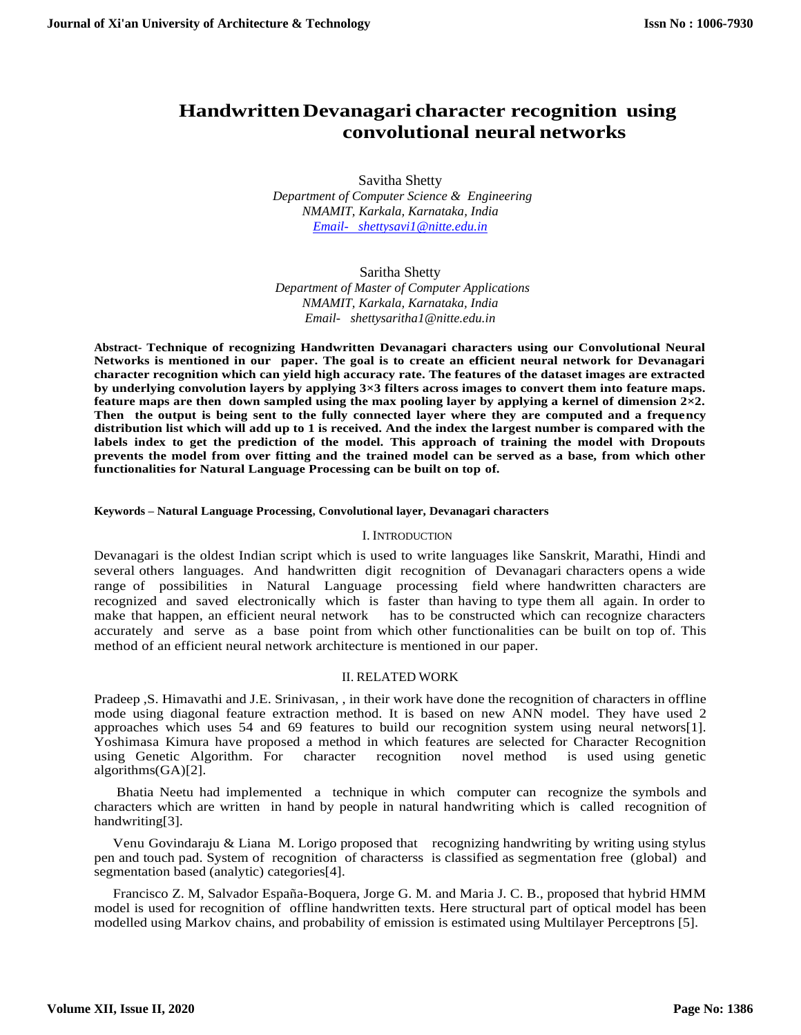# Handwritten Devanagari character recognition using convolutional neural networks

Savitha Shetty
*Department of Computer Science & Engineering*
*NMAMIT, Karkala, Karnataka, India*
*Email- shettysavi1@nitte.edu.in*

Saritha Shetty
*Department of Master of Computer Applications*
*NMAMIT, Karkala, Karnataka, India*
*Email- shettysaritha1@nitte.edu.in*

**Abstract- Technique of recognizing Handwritten Devanagari characters using our Convolutional Neural Networks is mentioned in our paper. The goal is to create an efficient neural network for Devanagari character recognition which can yield high accuracy rate. The features of the dataset images are extracted by underlying convolution layers by applying 3×3 filters across images to convert them into feature maps. feature maps are then down sampled using the max pooling layer by applying a kernel of dimension 2×2. Then the output is being sent to the fully connected layer where they are computed and a frequency distribution list which will add up to 1 is received. And the index the largest number is compared with the labels index to get the prediction of the model. This approach of training the model with Dropouts prevents the model from over fitting and the trained model can be served as a base, from which other functionalities for Natural Language Processing can be built on top of.**

**Keywords – Natural Language Processing, Convolutional layer, Devanagari characters**

## I. Introduction

Devanagari is the oldest Indian script which is used to write languages like Sanskrit, Marathi, Hindi and several others languages. And handwritten digit recognition of Devanagari characters opens a wide range of possibilities in Natural Language processing field where handwritten characters are recognized and saved electronically which is faster than having to type them all again. In order to make that happen, an efficient neural network has to be constructed which can recognize characters accurately and serve as a base point from which other functionalities can be built on top of. This method of an efficient neural network architecture is mentioned in our paper.

## II. Related Work

Pradeep ,S. Himavathi and J.E. Srinivasan, , in their work have done the recognition of characters in offline mode using diagonal feature extraction method. It is based on new ANN model. They have used 2 approaches which uses 54 and 69 features to build our recognition system using neural networs[1]. Yoshimasa Kimura have proposed a method in which features are selected for Character Recognition using Genetic Algorithm. For character recognition novel method is used using genetic algorithms(GA)[2].

Bhatia Neetu had implemented a technique in which computer can recognize the symbols and characters which are written in hand by people in natural handwriting which is called recognition of handwriting[3].

Venu Govindaraju & Liana M. Lorigo proposed that recognizing handwriting by writing using stylus pen and touch pad. System of recognition of characterss is classified as segmentation free (global) and segmentation based (analytic) categories[4].

Francisco Z. M, Salvador España-Boquera, Jorge G. M. and Maria J. C. B., proposed that hybrid HMM model is used for recognition of offline handwritten texts. Here structural part of optical model has been modelled using Markov chains, and probability of emission is estimated using Multilayer Perceptrons [5].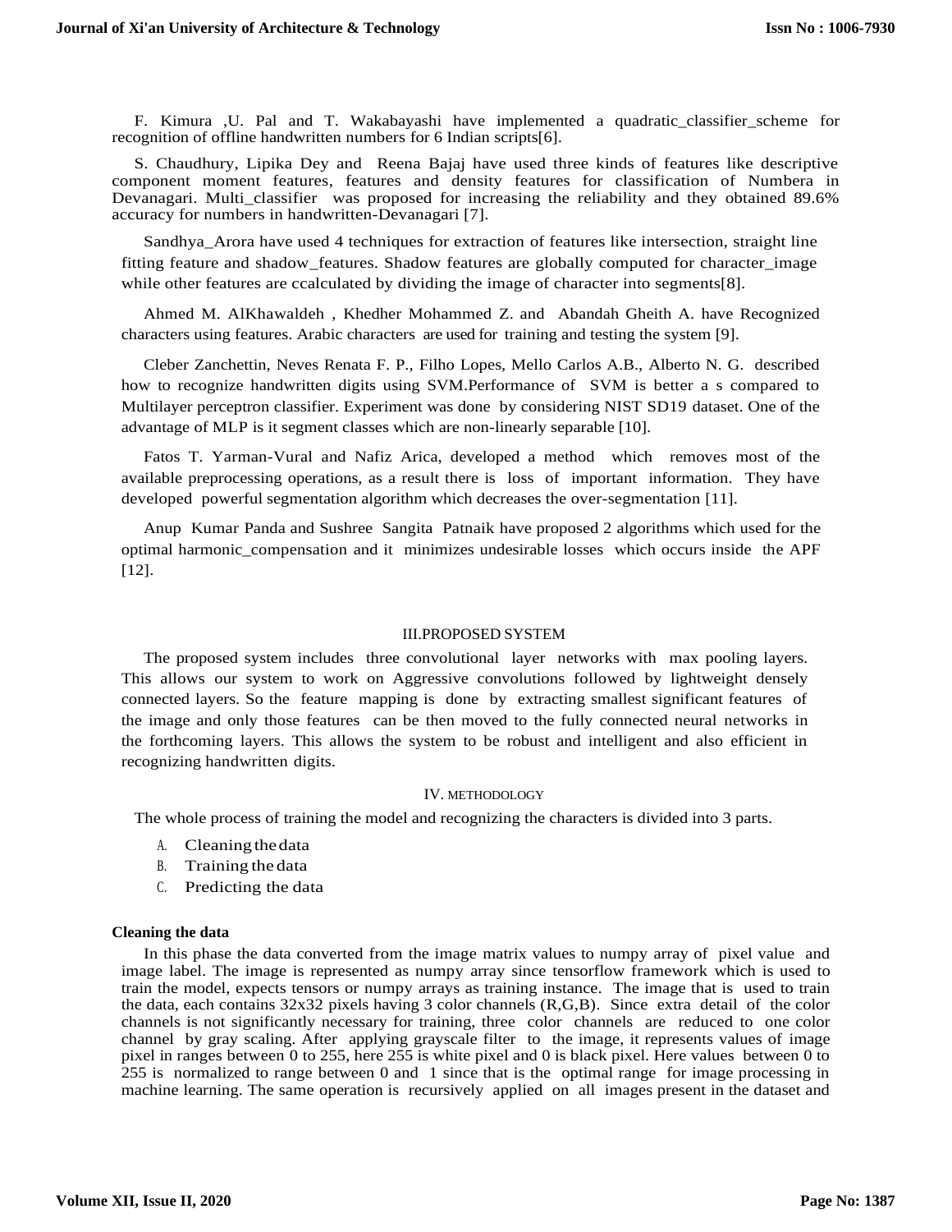F. Kimura ,U. Pal and T. Wakabayashi have implemented a quadratic_classifier_scheme for recognition of offline handwritten numbers for 6 Indian scripts[6].

S. Chaudhury, Lipika Dey and Reena Bajaj have used three kinds of features like descriptive component moment features, features and density features for classification of Numbera in Devanagari. Multi_classifier was proposed for increasing the reliability and they obtained 89.6% accuracy for numbers in handwritten-Devanagari [7].

Sandhya_Arora have used 4 techniques for extraction of features like intersection, straight line fitting feature and shadow_features. Shadow features are globally computed for character_image while other features are ccalculated by dividing the image of character into segments[8].

Ahmed M. AlKhawaldeh , Khedher Mohammed Z. and Abandah Gheith A. have Recognized characters using features. Arabic characters are used for training and testing the system [9].

Cleber Zanchettin, Neves Renata F. P., Filho Lopes, Mello Carlos A.B., Alberto N. G. described how to recognize handwritten digits using SVM.Performance of SVM is better a s compared to Multilayer perceptron classifier. Experiment was done by considering NIST SD19 dataset. One of the advantage of MLP is it segment classes which are non-linearly separable [10].

Fatos T. Yarman-Vural and Nafiz Arica, developed a method which removes most of the available preprocessing operations, as a result there is loss of important information. They have developed powerful segmentation algorithm which decreases the over-segmentation [11].

Anup Kumar Panda and Sushree Sangita Patnaik have proposed 2 algorithms which used for the optimal harmonic_compensation and it minimizes undesirable losses which occurs inside the APF [12].

## III.PROPOSED SYSTEM

The proposed system includes three convolutional layer networks with max pooling layers. This allows our system to work on Aggressive convolutions followed by lightweight densely connected layers. So the feature mapping is done by extracting smallest significant features of the image and only those features can be then moved to the fully connected neural networks in the forthcoming layers. This allows the system to be robust and intelligent and also efficient in recognizing handwritten digits.

## IV. METHODOLOGY

The whole process of training the model and recognizing the characters is divided into 3 parts.

A. Cleaning the data
B. Training the data
C. Predicting the data

### Cleaning the data

In this phase the data converted from the image matrix values to numpy array of pixel value and image label. The image is represented as numpy array since tensorflow framework which is used to train the model, expects tensors or numpy arrays as training instance. The image that is used to train the data, each contains 32x32 pixels having 3 color channels (R,G,B). Since extra detail of the color channels is not significantly necessary for training, three color channels are reduced to one color channel by gray scaling. After applying grayscale filter to the image, it represents values of image pixel in ranges between 0 to 255, here 255 is white pixel and 0 is black pixel. Here values between 0 to 255 is normalized to range between 0 and 1 since that is the optimal range for image processing in machine learning. The same operation is recursively applied on all images present in the dataset and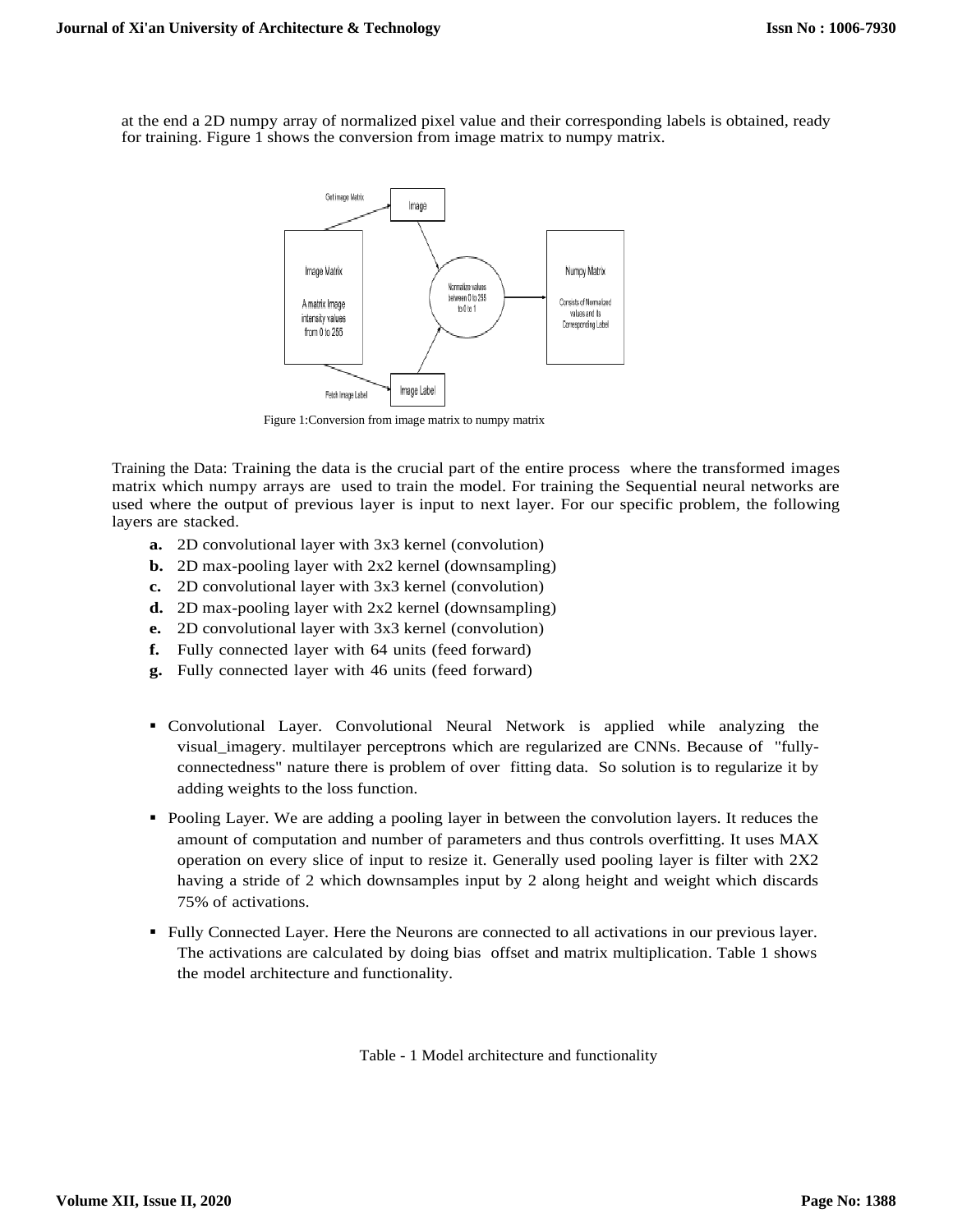at the end a 2D numpy array of normalized pixel value and their corresponding labels is obtained, ready for training. Figure 1 shows the conversion from image matrix to numpy matrix.

Figure 1:Conversion from image matrix to numpy matrix

Training the Data: Training the data is the crucial part of the entire process where the transformed images matrix which numpy arrays are used to train the model. For training the Sequential neural networks are used where the output of previous layer is input to next layer. For our specific problem, the following layers are stacked.

- **a.** 2D convolutional layer with 3x3 kernel (convolution)
- **b.** 2D max-pooling layer with 2x2 kernel (downsampling)
- **c.** 2D convolutional layer with 3x3 kernel (convolution)
- **d.** 2D max-pooling layer with 2x2 kernel (downsampling)
- **e.** 2D convolutional layer with 3x3 kernel (convolution)
- **f.** Fully connected layer with 64 units (feed forward)
- **g.** Fully connected layer with 46 units (feed forward)

- Convolutional Layer. Convolutional Neural Network is applied while analyzing the visual_imagery. multilayer perceptrons which are regularized are CNNs. Because of "fully-connectedness" nature there is problem of over fitting data. So solution is to regularize it by adding weights to the loss function.
- Pooling Layer. We are adding a pooling layer in between the convolution layers. It reduces the amount of computation and number of parameters and thus controls overfitting. It uses MAX operation on every slice of input to resize it. Generally used pooling layer is filter with 2X2 having a stride of 2 which downsamples input by 2 along height and weight which discards 75% of activations.
- Fully Connected Layer. Here the Neurons are connected to all activations in our previous layer. The activations are calculated by doing bias offset and matrix multiplication. Table 1 shows the model architecture and functionality.

Table - 1 Model architecture and functionality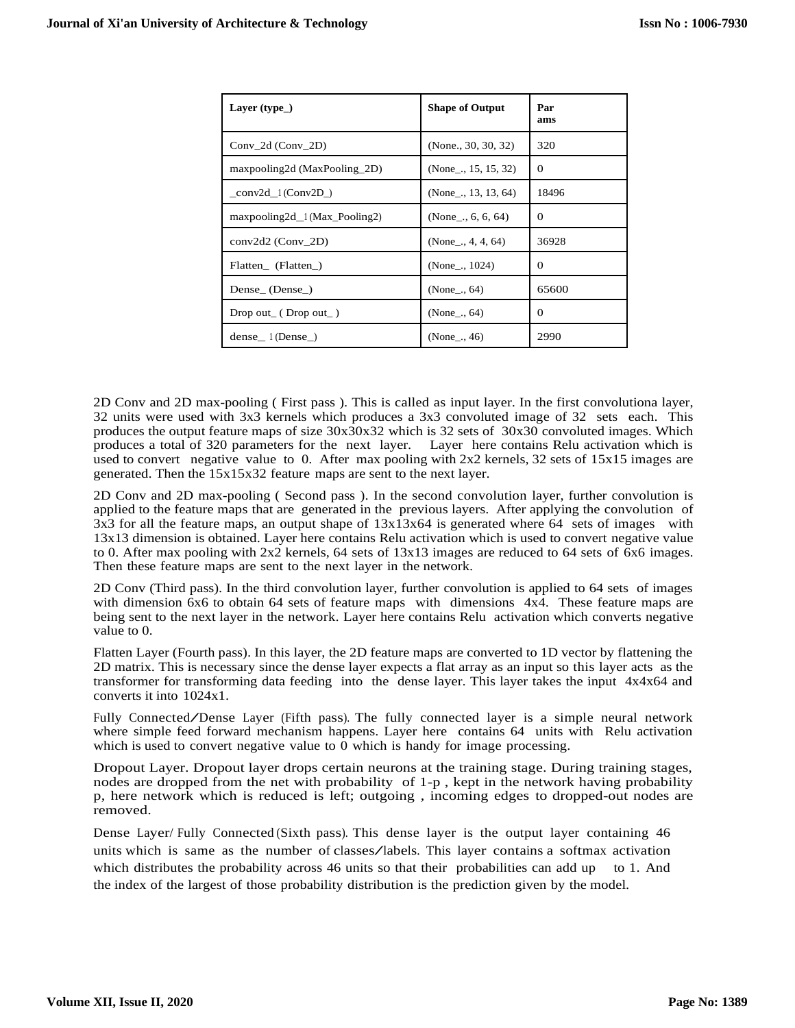| Layer (type_) | Shape of Output | Par ams |
| --- | --- | --- |
| Conv_2d (Conv_2D) | (None., 30, 30, 32) | 320 |
| maxpooling2d (MaxPooling_2D) | (None_., 15, 15, 32) | 0 |
| _conv2d_1 (Conv2D_) | (None_., 13, 13, 64) | 18496 |
| maxpooling2d_1 (Max_Pooling2) | (None_., 6, 6, 64) | 0 |
| conv2d2 (Conv_2D) | (None_., 4, 4, 64) | 36928 |
| Flatten_ (Flatten_) | (None_., 1024) | 0 |
| Dense_ (Dense_) | (None_., 64) | 65600 |
| Drop out_ ( Drop out_ ) | (None_., 64) | 0 |
| dense_ 1 (Dense_) | (None_., 46) | 2990 |

2D Conv and 2D max-pooling ( First pass ). This is called as input layer. In the first convolutiona layer, 32 units were used with 3x3 kernels which produces a 3x3 convoluted image of 32 sets each. This produces the output feature maps of size 30x30x32 which is 32 sets of 30x30 convoluted images. Which produces a total of 320 parameters for the next layer. Layer here contains Relu activation which is used to convert negative value to 0. After max pooling with 2x2 kernels, 32 sets of 15x15 images are generated. Then the 15x15x32 feature maps are sent to the next layer.

2D Conv and 2D max-pooling ( Second pass ). In the second convolution layer, further convolution is applied to the feature maps that are generated in the previous layers. After applying the convolution of 3x3 for all the feature maps, an output shape of 13x13x64 is generated where 64 sets of images with 13x13 dimension is obtained. Layer here contains Relu activation which is used to convert negative value to 0. After max pooling with 2x2 kernels, 64 sets of 13x13 images are reduced to 64 sets of 6x6 images. Then these feature maps are sent to the next layer in the network.

2D Conv (Third pass). In the third convolution layer, further convolution is applied to 64 sets of images with dimension 6x6 to obtain 64 sets of feature maps with dimensions 4x4. These feature maps are being sent to the next layer in the network. Layer here contains Relu activation which converts negative value to 0.

Flatten Layer (Fourth pass). In this layer, the 2D feature maps are converted to 1D vector by flattening the 2D matrix. This is necessary since the dense layer expects a flat array as an input so this layer acts as the transformer for transforming data feeding into the dense layer. This layer takes the input 4x4x64 and converts it into 1024x1.

Fully Connected/Dense Layer (Fifth pass). The fully connected layer is a simple neural network where simple feed forward mechanism happens. Layer here contains 64 units with Relu activation which is used to convert negative value to 0 which is handy for image processing.

Dropout Layer. Dropout layer drops certain neurons at the training stage. During training stages, nodes are dropped from the net with probability of 1-p , kept in the network having probability p, here network which is reduced is left; outgoing , incoming edges to dropped-out nodes are removed.

Dense Layer/ Fully Connected (Sixth pass). This dense layer is the output layer containing 46 units which is same as the number of classes/labels. This layer contains a softmax activation which distributes the probability across 46 units so that their probabilities can add up to 1. And the index of the largest of those probability distribution is the prediction given by the model.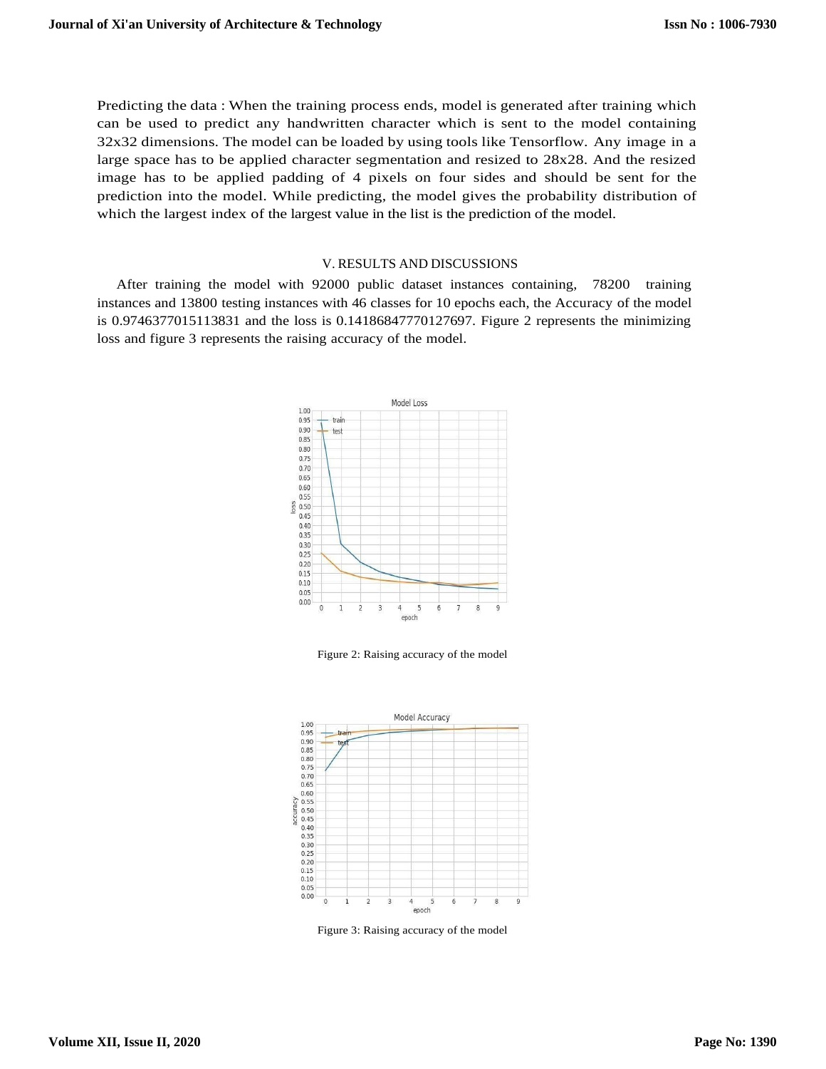Predicting the data : When the training process ends, model is generated after training which can be used to predict any handwritten character which is sent to the model containing 32x32 dimensions. The model can be loaded by using tools like Tensorflow. Any image in a large space has to be applied character segmentation and resized to 28x28. And the resized image has to be applied padding of 4 pixels on four sides and should be sent for the prediction into the model. While predicting, the model gives the probability distribution of which the largest index of the largest value in the list is the prediction of the model.

## V. RESULTS AND DISCUSSIONS

After training the model with 92000 public dataset instances containing, 78200 training instances and 13800 testing instances with 46 classes for 10 epochs each, the Accuracy of the model is 0.9746377015113831 and the loss is 0.14186847770127697. Figure 2 represents the minimizing loss and figure 3 represents the raising accuracy of the model.

Figure 2: Raising accuracy of the model

Figure 3: Raising accuracy of the model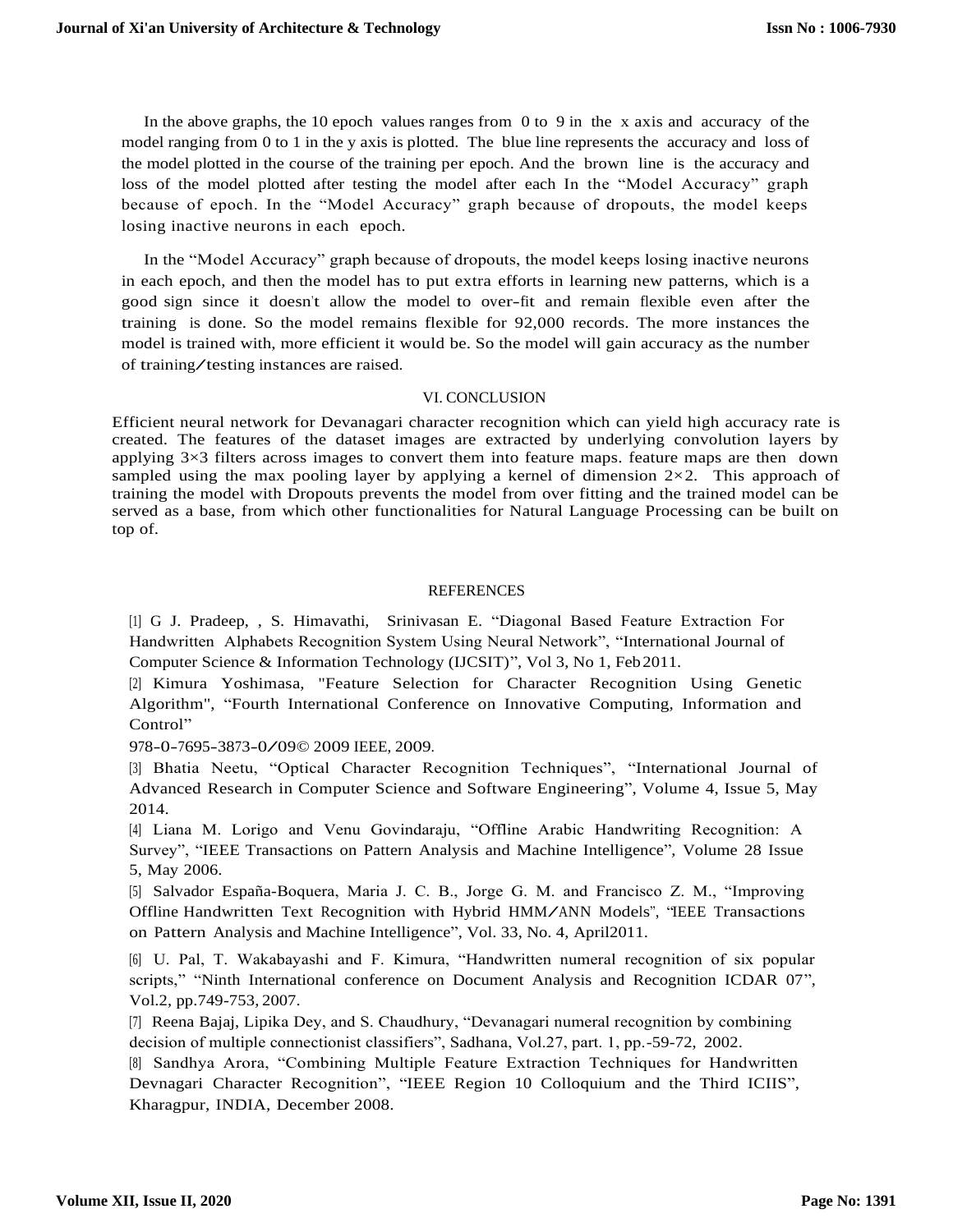In the above graphs, the 10 epoch values ranges from 0 to 9 in the x axis and accuracy of the model ranging from 0 to 1 in the y axis is plotted. The blue line represents the accuracy and loss of the model plotted in the course of the training per epoch. And the brown line is the accuracy and loss of the model plotted after testing the model after each In the "Model Accuracy" graph because of epoch. In the "Model Accuracy" graph because of dropouts, the model keeps losing inactive neurons in each epoch.

In the "Model Accuracy" graph because of dropouts, the model keeps losing inactive neurons in each epoch, and then the model has to put extra efforts in learning new patterns, which is a good sign since it doesn't allow the model to over-fit and remain flexible even after the training is done. So the model remains flexible for 92,000 records. The more instances the model is trained with, more efficient it would be. So the model will gain accuracy as the number of training/testing instances are raised.

## VI. CONCLUSION

Efficient neural network for Devanagari character recognition which can yield high accuracy rate is created. The features of the dataset images are extracted by underlying convolution layers by applying 3×3 filters across images to convert them into feature maps. feature maps are then down sampled using the max pooling layer by applying a kernel of dimension 2×2. This approach of training the model with Dropouts prevents the model from over fitting and the trained model can be served as a base, from which other functionalities for Natural Language Processing can be built on top of.

## REFERENCES

[1] G J. Pradeep, , S. Himavathi, Srinivasan E. "Diagonal Based Feature Extraction For Handwritten Alphabets Recognition System Using Neural Network", "International Journal of Computer Science & Information Technology (IJCSIT)", Vol 3, No 1, Feb 2011.

[2] Kimura Yoshimasa, "Feature Selection for Character Recognition Using Genetic Algorithm", "Fourth International Conference on Innovative Computing, Information and Control"
978-0-7695-3873-0/09© 2009 IEEE, 2009.

[3] Bhatia Neetu, "Optical Character Recognition Techniques", "International Journal of Advanced Research in Computer Science and Software Engineering", Volume 4, Issue 5, May 2014.

[4] Liana M. Lorigo and Venu Govindaraju, "Offline Arabic Handwriting Recognition: A Survey", "IEEE Transactions on Pattern Analysis and Machine Intelligence", Volume 28 Issue 5, May 2006.

[5] Salvador España-Boquera, Maria J. C. B., Jorge G. M. and Francisco Z. M., "Improving Offline Handwritten Text Recognition with Hybrid HMM/ANN Models", "IEEE Transactions on Pattern Analysis and Machine Intelligence", Vol. 33, No. 4, April2011.

[6] U. Pal, T. Wakabayashi and F. Kimura, "Handwritten numeral recognition of six popular scripts," "Ninth International conference on Document Analysis and Recognition ICDAR 07", Vol.2, pp.749-753, 2007.

[7] Reena Bajaj, Lipika Dey, and S. Chaudhury, "Devanagari numeral recognition by combining decision of multiple connectionist classifiers", Sadhana, Vol.27, part. 1, pp.-59-72, 2002.

[8] Sandhya Arora, "Combining Multiple Feature Extraction Techniques for Handwritten Devnagari Character Recognition", "IEEE Region 10 Colloquium and the Third ICIIS", Kharagpur, INDIA, December 2008.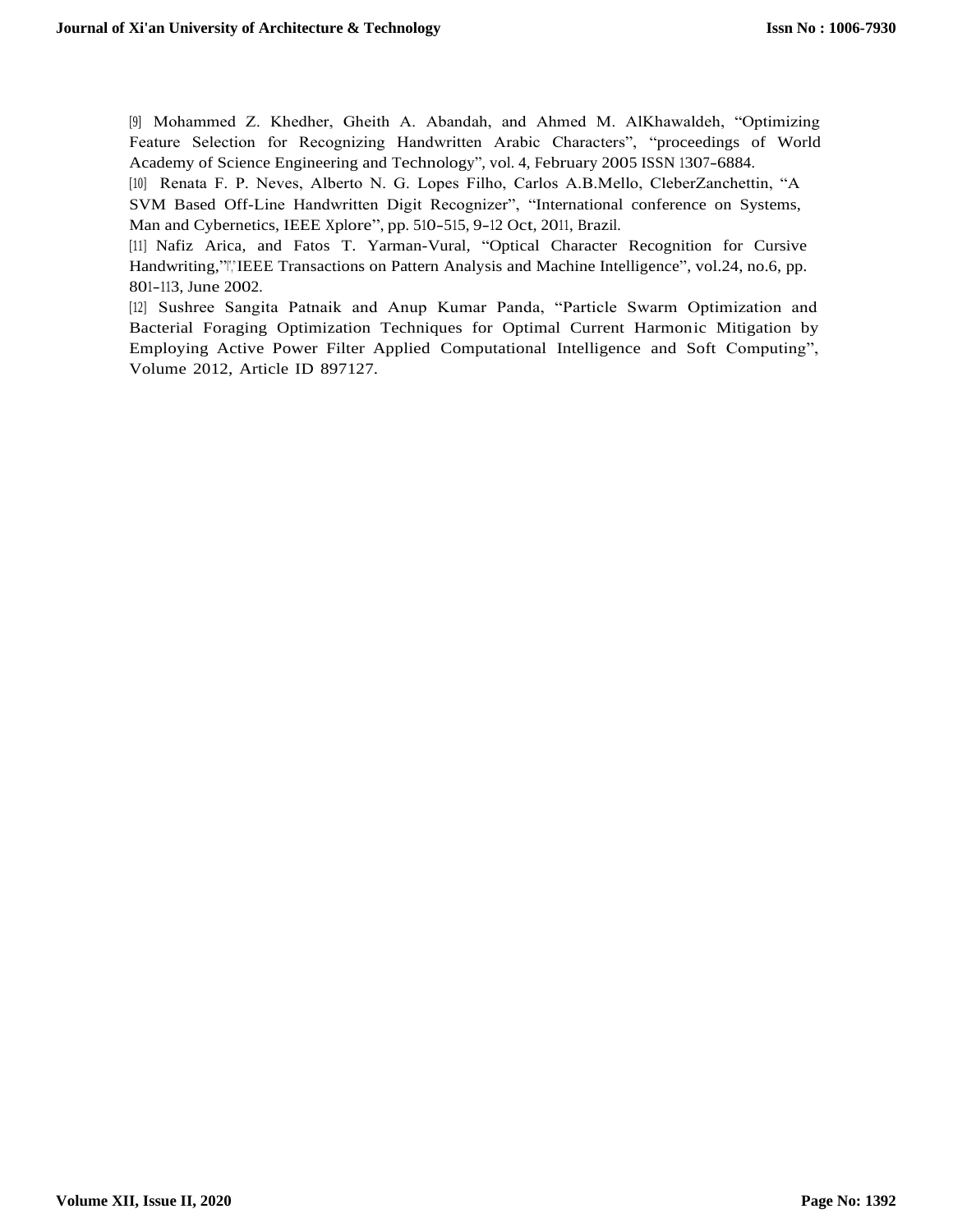[9] Mohammed Z. Khedher, Gheith A. Abandah, and Ahmed M. AlKhawaldeh, “Optimizing Feature Selection for Recognizing Handwritten Arabic Characters”, “proceedings of World Academy of Science Engineering and Technology”, vol. 4, February 2005 ISSN 1307-6884.

[10] Renata F. P. Neves, Alberto N. G. Lopes Filho, Carlos A.B.Mello, CleberZanchettin, “A SVM Based Off-Line Handwritten Digit Recognizer”, “International conference on Systems, Man and Cybernetics, IEEE Xplore”, pp. 510-515, 9-12 Oct, 2011, Brazil.

[11] Nafiz Arica, and Fatos T. Yarman-Vural, “Optical Character Recognition for Cursive Handwriting,”“IEEE Transactions on Pattern Analysis and Machine Intelligence”, vol.24, no.6, pp. 801-113, June 2002.

[12] Sushree Sangita Patnaik and Anup Kumar Panda, “Particle Swarm Optimization and Bacterial Foraging Optimization Techniques for Optimal Current Harmonic Mitigation by Employing Active Power Filter Applied Computational Intelligence and Soft Computing”, Volume 2012, Article ID 897127.